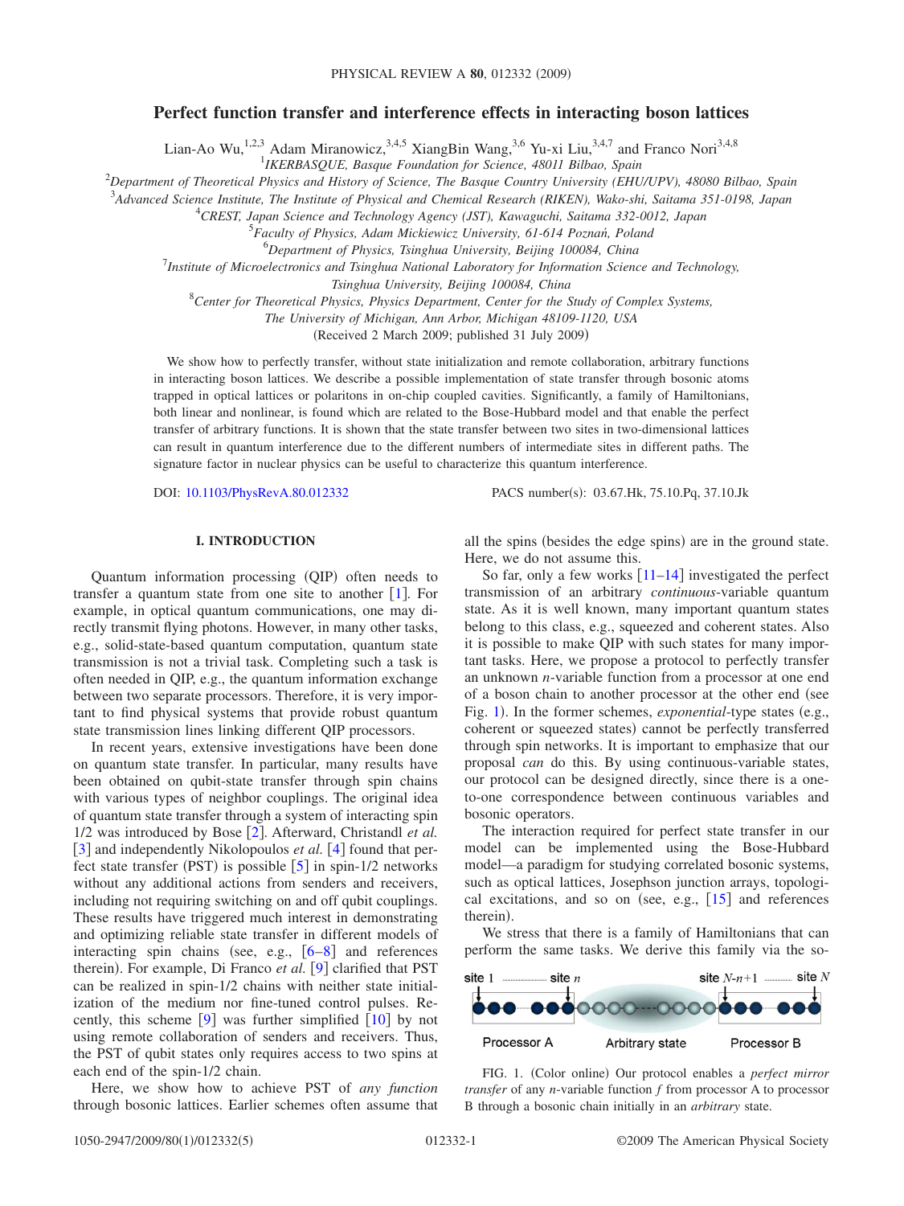# Perfect function transfer and interference effects in interacting boson lattices

Lian-Ao Wu,[1,2,3] Adam Miranowicz,[3,4,5] XiangBin Wang,[3,6] Yu-xi Liu,[3,4,7] and Franco Nori[3,4,8]

[1] *IKERBASQUE, Basque Foundation for Science, 48011 Bilbao, Spain*
[2] *Department of Theoretical Physics and History of Science, The Basque Country University (EHU/UPV), 48080 Bilbao, Spain*
[3] *Advanced Science Institute, The Institute of Physical and Chemical Research (RIKEN), Wako-shi, Saitama 351-0198, Japan*
[4] *CREST, Japan Science and Technology Agency (JST), Kawaguchi, Saitama 332-0012, Japan*
[5] *Faculty of Physics, Adam Mickiewicz University, 61-614 Poznań, Poland*
[6] *Department of Physics, Tsinghua University, Beijing 100084, China*
[7] *Institute of Microelectronics and Tsinghua National Laboratory for Information Science and Technology, Tsinghua University, Beijing 100084, China*
[8] *Center for Theoretical Physics, Physics Department, Center for the Study of Complex Systems, The University of Michigan, Ann Arbor, Michigan 48109-1120, USA*

(Received 2 March 2009; published 31 July 2009)

We show how to perfectly transfer, without state initialization and remote collaboration, arbitrary functions in interacting boson lattices. We describe a possible implementation of state transfer through bosonic atoms trapped in optical lattices or polaritons in on-chip coupled cavities. Significantly, a family of Hamiltonians, both linear and nonlinear, is found which are related to the Bose-Hubbard model and that enable the perfect transfer of arbitrary functions. It is shown that the state transfer between two sites in two-dimensional lattices can result in quantum interference due to the different numbers of intermediate sites in different paths. The signature factor in nuclear physics can be useful to characterize this quantum interference.

DOI: 10.1103/PhysRevA.80.012332 PACS number(s): 03.67.Hk, 75.10.Pq, 37.10.Jk

## I. INTRODUCTION

Quantum information processing (QIP) often needs to transfer a quantum state from one site to another [1]. For example, in optical quantum communications, one may directly transmit flying photons. However, in many other tasks, e.g., solid-state-based quantum computation, quantum state transmission is not a trivial task. Completing such a task is often needed in QIP, e.g., the quantum information exchange between two separate processors. Therefore, it is very important to find physical systems that provide robust quantum state transmission lines linking different QIP processors.

In recent years, extensive investigations have been done on quantum state transfer. In particular, many results have been obtained on qubit-state transfer through spin chains with various types of neighbor couplings. The original idea of quantum state transfer through a system of interacting spin 1/2 was introduced by Bose [2]. Afterward, Christandl *et al.* [3] and independently Nikolopoulos *et al.* [4] found that perfect state transfer (PST) is possible [5] in spin-1/2 networks without any additional actions from senders and receivers, including not requiring switching on and off qubit couplings. These results have triggered much interest in demonstrating and optimizing reliable state transfer in different models of interacting spin chains (see, e.g., [6–8] and references therein). For example, Di Franco *et al.* [9] clarified that PST can be realized in spin-1/2 chains with neither state initialization of the medium nor fine-tuned control pulses. Recently, this scheme [9] was further simplified [10] by not using remote collaboration of senders and receivers. Thus, the PST of qubit states only requires access to two spins at each end of the spin-1/2 chain.

Here, we show how to achieve PST of *any function* through bosonic lattices. Earlier schemes often assume that all the spins (besides the edge spins) are in the ground state. Here, we do not assume this.

So far, only a few works [11–14] investigated the perfect transmission of an arbitrary *continuous*-variable quantum state. As it is well known, many important quantum states belong to this class, e.g., squeezed and coherent states. Also it is possible to make QIP with such states for many important tasks. Here, we propose a protocol to perfectly transfer an unknown $n$-variable function from a processor at one end of a boson chain to another processor at the other end (see Fig. 1). In the former schemes, *exponential*-type states (e.g., coherent or squeezed states) cannot be perfectly transferred through spin networks. It is important to emphasize that our proposal *can* do this. By using continuous-variable states, our protocol can be designed directly, since there is a one-to-one correspondence between continuous variables and bosonic operators.

The interaction required for perfect state transfer in our model can be implemented using the Bose-Hubbard model—a paradigm for studying correlated bosonic systems, such as optical lattices, Josephson junction arrays, topological excitations, and so on (see, e.g., [15] and references therein).

We stress that there is a family of Hamiltonians that can perform the same tasks. We derive this family via the so-

site 1 ... site $n$ ... site $N$-$n$+1 ... site $N$

Processor A Arbitrary state Processor B

FIG. 1. (Color online) Our protocol enables a *perfect mirror transfer* of any $n$-variable function $f$ from processor A to processor B through a bosonic chain initially in an *arbitrary* state.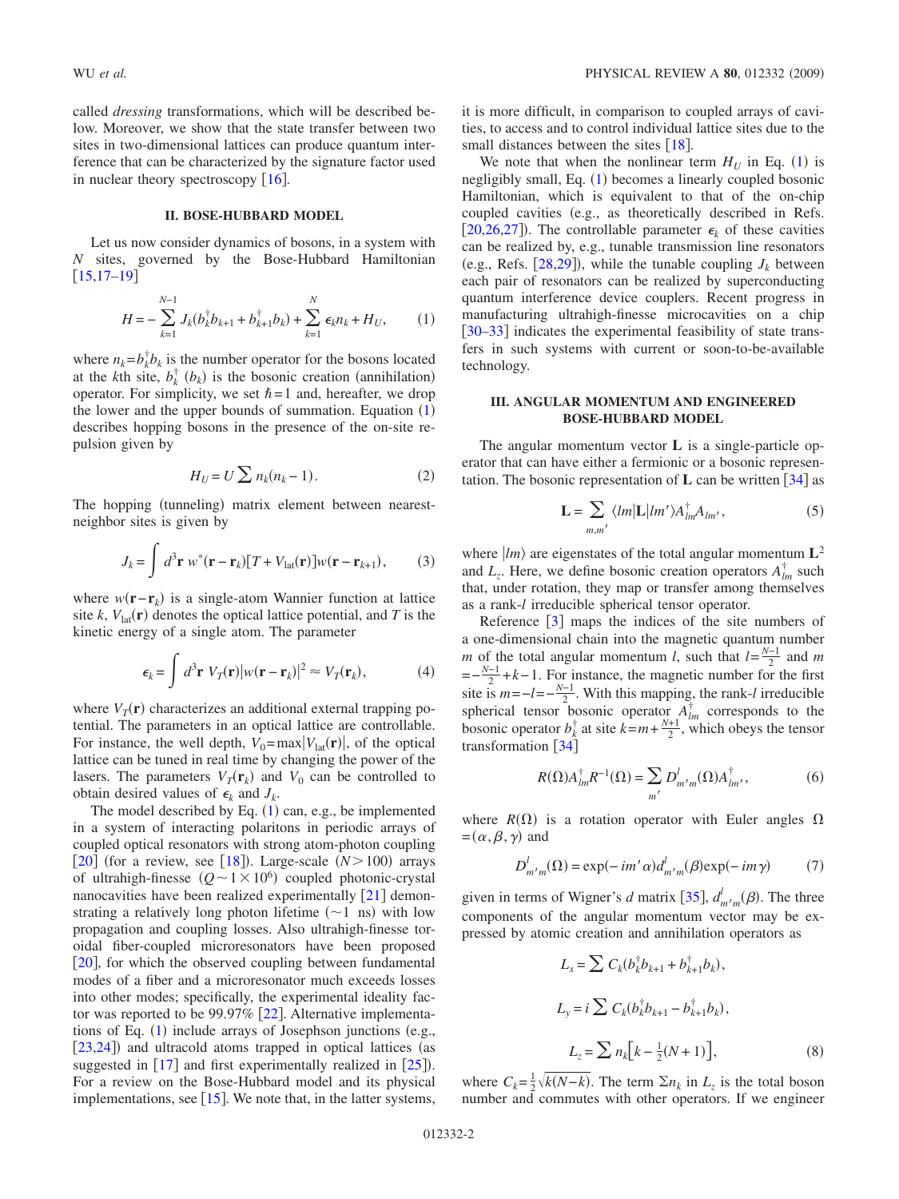called *dressing* transformations, which will be described below. Moreover, we show that the state transfer between two sites in two-dimensional lattices can produce quantum interference that can be characterized by the signature factor used in nuclear theory spectroscopy [16].

## II. BOSE-HUBBARD MODEL

Let us now consider dynamics of bosons, in a system with $N$ sites, governed by the Bose-Hubbard Hamiltonian [15,17–19]

$$H = -\sum_{k=1}^{N-1} J_k (b_k^\dagger b_{k+1} + b_{k+1}^\dagger b_k) + \sum_{k=1}^{N} \epsilon_k n_k + H_U, \tag{1}$$

where $n_k = b_k^\dagger b_k$ is the number operator for the bosons located at the $k$th site, $b_k^\dagger$ ($b_k$) is the bosonic creation (annihilation) operator. For simplicity, we set $\hbar = 1$ and, hereafter, we drop the lower and the upper bounds of summation. Equation (1) describes hopping bosons in the presence of the on-site repulsion given by

$$H_U = U \sum n_k (n_k - 1). \tag{2}$$

The hopping (tunneling) matrix element between nearest-neighbor sites is given by

$$J_k = \int d^3\mathbf{r}\, w^*(\mathbf{r} - \mathbf{r}_k)[T + V_{\text{lat}}(\mathbf{r})] w(\mathbf{r} - \mathbf{r}_{k+1}), \tag{3}$$

where $w(\mathbf{r} - \mathbf{r}_k)$ is a single-atom Wannier function at lattice site $k$, $V_{\text{lat}}(\mathbf{r})$ denotes the optical lattice potential, and $T$ is the kinetic energy of a single atom. The parameter

$$\epsilon_k = \int d^3\mathbf{r}\, V_T(\mathbf{r}) |w(\mathbf{r} - \mathbf{r}_k)|^2 \approx V_T(\mathbf{r}_k), \tag{4}$$

where $V_T(\mathbf{r})$ characterizes an additional external trapping potential. The parameters in an optical lattice are controllable. For instance, the well depth, $V_0 = \max|V_{\text{lat}}(\mathbf{r})|$, of the optical lattice can be tuned in real time by changing the power of the lasers. The parameters $V_T(\mathbf{r}_k)$ and $V_0$ can be controlled to obtain desired values of $\epsilon_k$ and $J_k$.

The model described by Eq. (1) can, e.g., be implemented in a system of interacting polaritons in periodic arrays of coupled optical resonators with strong atom-photon coupling [20] (for a review, see [18]). Large-scale ($N > 100$) arrays of ultrahigh-finesse ($Q \sim 1 \times 10^6$) coupled photonic-crystal nanocavities have been realized experimentally [21] demonstrating a relatively long photon lifetime ($\sim 1$ ns) with low propagation and coupling losses. Also ultrahigh-finesse toroidal fiber-coupled microresonators have been proposed [20], for which the observed coupling between fundamental modes of a fiber and a microresonator much exceeds losses into other modes; specifically, the experimental ideality factor was reported to be 99.97% [22]. Alternative implementations of Eq. (1) include arrays of Josephson junctions (e.g., [23,24]) and ultracold atoms trapped in optical lattices (as suggested in [17] and first experimentally realized in [25]). For a review on the Bose-Hubbard model and its physical implementations, see [15]. We note that, in the latter systems, it is more difficult, in comparison to coupled arrays of cavities, to access and to control individual lattice sites due to the small distances between the sites [18].

We note that when the nonlinear term $H_U$ in Eq. (1) is negligibly small, Eq. (1) becomes a linearly coupled bosonic Hamiltonian, which is equivalent to that of the on-chip coupled cavities (e.g., as theoretically described in Refs. [20,26,27]). The controllable parameter $\epsilon_k$ of these cavities can be realized by, e.g., tunable transmission line resonators (e.g., Refs. [28,29]), while the tunable coupling $J_k$ between each pair of resonators can be realized by superconducting quantum interference device couplers. Recent progress in manufacturing ultrahigh-finesse microcavities on a chip [30–33] indicates the experimental feasibility of state transfers in such systems with current or soon-to-be-available technology.

## III. ANGULAR MOMENTUM AND ENGINEERED BOSE-HUBBARD MODEL

The angular momentum vector $\mathbf{L}$ is a single-particle operator that can have either a fermionic or a bosonic representation. The bosonic representation of $\mathbf{L}$ can be written [34] as

$$\mathbf{L} = \sum_{m,m'} \langle lm|\mathbf{L}|lm'\rangle A_{lm}^\dagger A_{lm'}, \tag{5}$$

where $|lm\rangle$ are eigenstates of the total angular momentum $\mathbf{L}^2$ and $L_z$. Here, we define bosonic creation operators $A_{lm}^\dagger$ such that, under rotation, they map or transfer among themselves as a rank-$l$ irreducible spherical tensor operator.

Reference [3] maps the indices of the site numbers of a one-dimensional chain into the magnetic quantum number $m$ of the total angular momentum $l$, such that $l = \frac{N-1}{2}$ and $m = -\frac{N-1}{2} + k - 1$. For instance, the magnetic number for the first site is $m = -l = -\frac{N-1}{2}$. With this mapping, the rank-$l$ irreducible spherical tensor bosonic operator $A_{lm}^\dagger$ corresponds to the bosonic operator $b_k^\dagger$ at site $k = m + \frac{N+1}{2}$, which obeys the tensor transformation [34]

$$R(\Omega) A_{lm}^\dagger R^{-1}(\Omega) = \sum_{m'} D_{m'm}^l(\Omega) A_{lm'}^\dagger, \tag{6}$$

where $R(\Omega)$ is a rotation operator with Euler angles $\Omega = (\alpha, \beta, \gamma)$ and

$$D_{m'm}^l(\Omega) = \exp(-im'\alpha) d_{m'm}^l(\beta) \exp(-im\gamma) \tag{7}$$

given in terms of Wigner's $d$ matrix [35], $d_{m'm}^l(\beta)$. The three components of the angular momentum vector may be expressed by atomic creation and annihilation operators as

$$L_x = \sum C_k (b_k^\dagger b_{k+1} + b_{k+1}^\dagger b_k),$$

$$L_y = i \sum C_k (b_k^\dagger b_{k+1} - b_{k+1}^\dagger b_k),$$

$$L_z = \sum n_k \left[k - \tfrac{1}{2}(N+1)\right], \tag{8}$$

where $C_k = \frac{1}{2}\sqrt{k(N-k)}$. The term $\Sigma n_k$ in $L_z$ is the total boson number and commutes with other operators. If we engineer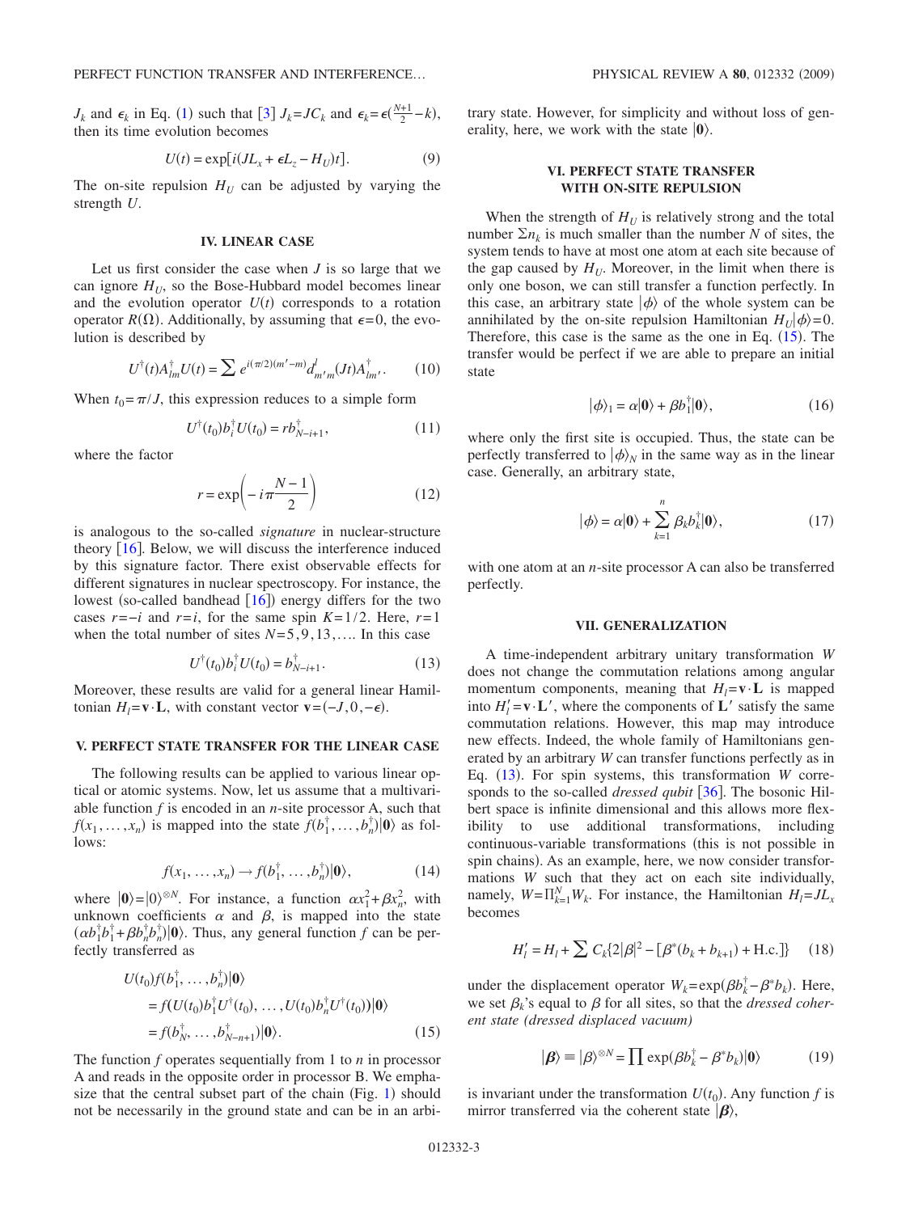$J_k$ and $\epsilon_k$ in Eq. (1) such that [3] $J_k = JC_k$ and $\epsilon_k = \epsilon(\frac{N+1}{2} - k)$, then its time evolution becomes

$$U(t) = \exp[i(JL_x + \epsilon L_z - H_U)t]. \tag{9}$$

The on-site repulsion $H_U$ can be adjusted by varying the strength $U$.

## IV. LINEAR CASE

Let us first consider the case when $J$ is so large that we can ignore $H_U$, so the Bose-Hubbard model becomes linear and the evolution operator $U(t)$ corresponds to a rotation operator $R(\Omega)$. Additionally, by assuming that $\epsilon = 0$, the evolution is described by

$$U^\dagger(t) A_{lm}^\dagger U(t) = \sum e^{i(\pi/2)(m'-m)} d_{m'm}^l (Jt) A_{lm'}^\dagger. \tag{10}$$

When $t_0 = \pi/J$, this expression reduces to a simple form

$$U^\dagger(t_0) b_i^\dagger U(t_0) = r b_{N-i+1}^\dagger, \tag{11}$$

where the factor

$$r = \exp\left(-i\pi \frac{N-1}{2}\right) \tag{12}$$

is analogous to the so-called *signature* in nuclear-structure theory [16]. Below, we will discuss the interference induced by this signature factor. There exist observable effects for different signatures in nuclear spectroscopy. For instance, the lowest (so-called bandhead [16]) energy differs for the two cases $r = -i$ and $r = i$, for the same spin $K = 1/2$. Here, $r = 1$ when the total number of sites $N = 5, 9, 13, \ldots$. In this case

$$U^\dagger(t_0) b_i^\dagger U(t_0) = b_{N-i+1}^\dagger. \tag{13}$$

Moreover, these results are valid for a general linear Hamiltonian $H_l = \mathbf{v} \cdot \mathbf{L}$, with constant vector $\mathbf{v} = (-J, 0, -\epsilon)$.

## V. PERFECT STATE TRANSFER FOR THE LINEAR CASE

The following results can be applied to various linear optical or atomic systems. Now, let us assume that a multivariable function $f$ is encoded in an $n$-site processor A, such that $f(x_1, \ldots, x_n)$ is mapped into the state $f(b_1^\dagger, \ldots, b_n^\dagger)|\mathbf{0}\rangle$ as follows:

$$f(x_1, \ldots, x_n) \to f(b_1^\dagger, \ldots, b_n^\dagger)|\mathbf{0}\rangle, \tag{14}$$

where $|\mathbf{0}\rangle = |0\rangle^{\otimes N}$. For instance, a function $\alpha x_1^2 + \beta x_n^2$, with unknown coefficients $\alpha$ and $\beta$, is mapped into the state $(\alpha b_1^\dagger b_1^\dagger + \beta b_n^\dagger b_n^\dagger)|\mathbf{0}\rangle$. Thus, any general function $f$ can be perfectly transferred as

$$\begin{aligned} U(t_0) f(b_1^\dagger, \ldots, b_n^\dagger)|\mathbf{0}\rangle &= f(U(t_0) b_1^\dagger U^\dagger(t_0), \ldots, U(t_0) b_n^\dagger U^\dagger(t_0))|\mathbf{0}\rangle \\ &= f(b_N^\dagger, \ldots, b_{N-n+1}^\dagger)|\mathbf{0}\rangle. \end{aligned} \tag{15}$$

The function $f$ operates sequentially from 1 to $n$ in processor A and reads in the opposite order in processor B. We emphasize that the central subset part of the chain (Fig. 1) should not be necessarily in the ground state and can be in an arbitrary state. However, for simplicity and without loss of generality, here, we work with the state $|\mathbf{0}\rangle$.

## VI. PERFECT STATE TRANSFER WITH ON-SITE REPULSION

When the strength of $H_U$ is relatively strong and the total number $\Sigma n_k$ is much smaller than the number $N$ of sites, the system tends to have at most one atom at each site because of the gap caused by $H_U$. Moreover, in the limit when there is only one boson, we can still transfer a function perfectly. In this case, an arbitrary state $|\phi\rangle$ of the whole system can be annihilated by the on-site repulsion Hamiltonian $H_U|\phi\rangle = 0$. Therefore, this case is the same as the one in Eq. (15). The transfer would be perfect if we are able to prepare an initial state

$$|\phi\rangle_1 = \alpha|\mathbf{0}\rangle + \beta b_1^\dagger|\mathbf{0}\rangle, \tag{16}$$

where only the first site is occupied. Thus, the state can be perfectly transferred to $|\phi\rangle_N$ in the same way as in the linear case. Generally, an arbitrary state,

$$|\phi\rangle = \alpha|\mathbf{0}\rangle + \sum_{k=1}^{n} \beta_k b_k^\dagger|\mathbf{0}\rangle, \tag{17}$$

with one atom at an $n$-site processor A can also be transferred perfectly.

## VII. GENERALIZATION

A time-independent arbitrary unitary transformation $W$ does not change the commutation relations among angular momentum components, meaning that $H_l = \mathbf{v} \cdot \mathbf{L}$ is mapped into $H_l' = \mathbf{v} \cdot \mathbf{L}'$, where the components of $\mathbf{L}'$ satisfy the same commutation relations. However, this map may introduce new effects. Indeed, the whole family of Hamiltonians generated by an arbitrary $W$ can transfer functions perfectly as in Eq. (13). For spin systems, this transformation $W$ corresponds to the so-called *dressed qubit* [36]. The bosonic Hilbert space is infinite dimensional and this allows more flexibility to use additional transformations, including continuous-variable transformations (this is not possible in spin chains). As an example, here, we now consider transformations $W$ such that they act on each site individually, namely, $W = \Pi_{k=1}^N W_k$. For instance, the Hamiltonian $H_l = JL_x$ becomes

$$H_l' = H_l + \sum C_k \{2|\beta|^2 - [\beta^*(b_k + b_{k+1}) + \text{H.c.}]\} \tag{18}$$

under the displacement operator $W_k = \exp(\beta b_k^\dagger - \beta^* b_k)$. Here, we set $\beta_k$'s equal to $\beta$ for all sites, so that the *dressed coherent state (dressed displaced vacuum)*

$$|\boldsymbol{\beta}\rangle \equiv |\beta\rangle^{\otimes N} = \prod \exp(\beta b_k^\dagger - \beta^* b_k)|\mathbf{0}\rangle \tag{19}$$

is invariant under the transformation $U(t_0)$. Any function $f$ is mirror transferred via the coherent state $|\boldsymbol{\beta}\rangle$,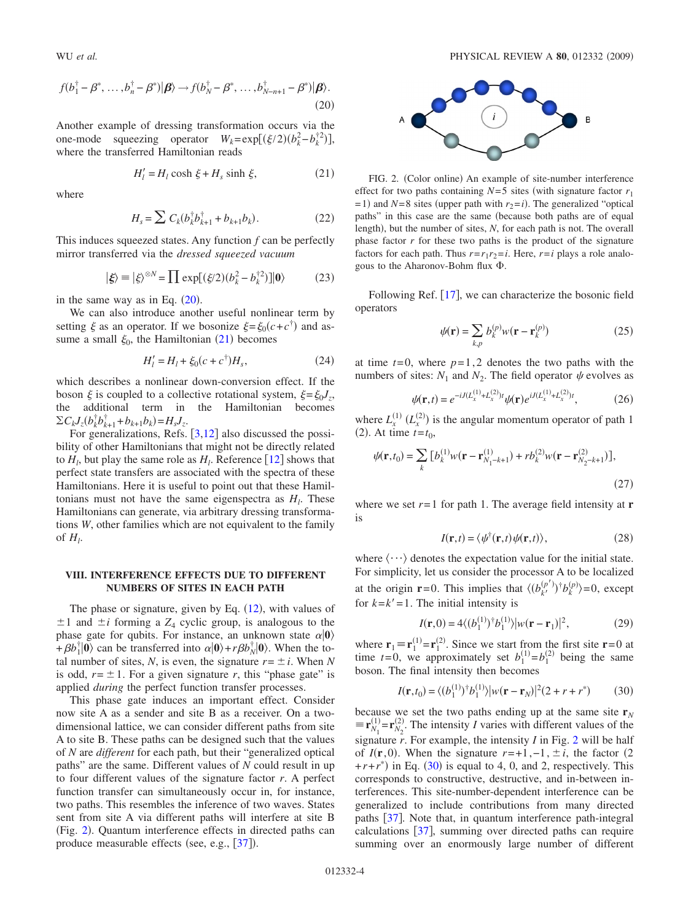$$f(b_1^\dagger-\beta^*,\ldots,b_n^\dagger-\beta^*)|\boldsymbol{\beta}\rangle\to f(b_N^\dagger-\beta^*,\ldots,b_{N-n+1}^\dagger-\beta^*)|\boldsymbol{\beta}\rangle. \tag{20}$$

Another example of dressing transformation occurs via the one-mode squeezing operator $W_k=\exp[(\xi/2)(b_k^2-b_k^{\dagger 2})]$, where the transferred Hamiltonian reads

$$H_l' = H_l \cosh \xi + H_s \sinh \xi, \tag{21}$$

where

$$H_s = \sum C_k(b_k^\dagger b_{k+1}^\dagger + b_{k+1}b_k). \tag{22}$$

This induces squeezed states. Any function $f$ can be perfectly mirror transferred via the *dressed squeezed vacuum*

$$|\boldsymbol{\xi}\rangle \equiv |\xi\rangle^{\otimes N} = \prod \exp[(\xi/2)(b_k^2-b_k^{\dagger 2})]|\mathbf{0}\rangle \tag{23}$$

in the same way as in Eq. (20).

We can also introduce another useful nonlinear term by setting $\xi$ as an operator. If we bosonize $\xi=\xi_0(c+c^\dagger)$ and assume a small $\xi_0$, the Hamiltonian (21) becomes

$$H_l' = H_l + \xi_0(c+c^\dagger)H_s, \tag{24}$$

which describes a nonlinear down-conversion effect. If the boson $\xi$ is coupled to a collective rotational system, $\xi=\xi_0 J_z$, the additional term in the Hamiltonian becomes $\Sigma C_k J_z(b_k^\dagger b_{k+1}^\dagger + b_{k+1}b_k) = H_s J_z$.

For generalizations, Refs. [3,12] also discussed the possibility of other Hamiltonians that might not be directly related to $H_l$, but play the same role as $H_l$. Reference [12] shows that perfect state transfers are associated with the spectra of these Hamiltonians. Here it is useful to point out that these Hamiltonians must not have the same eigenspectra as $H_l$. These Hamiltonians can generate, via arbitrary dressing transformations $W$, other families which are not equivalent to the family of $H_l$.

## VIII. INTERFERENCE EFFECTS DUE TO DIFFERENT NUMBERS OF SITES IN EACH PATH

The phase or signature, given by Eq. (12), with values of $\pm 1$ and $\pm i$ forming a $Z_4$ cyclic group, is analogous to the phase gate for qubits. For instance, an unknown state $\alpha|\mathbf{0}\rangle + \beta b_1^\dagger|\mathbf{0}\rangle$ can be transferred into $\alpha|\mathbf{0}\rangle + r\beta b_N^\dagger|\mathbf{0}\rangle$. When the total number of sites, $N$, is even, the signature $r=\pm i$. When $N$ is odd, $r=\pm 1$. For a given signature $r$, this "phase gate" is applied *during* the perfect function transfer processes.

This phase gate induces an important effect. Consider now site A as a sender and site B as a receiver. On a two-dimensional lattice, we can consider different paths from site A to site B. These paths can be designed such that the values of $N$ are *different* for each path, but their "generalized optical paths" are the same. Different values of $N$ could result in up to four different values of the signature factor $r$. A perfect function transfer can simultaneously occur in, for instance, two paths. This resembles the inference of two waves. States sent from site A via different paths will interfere at site B (Fig. 2). Quantum interference effects in directed paths can produce measurable effects (see, e.g., [37]).

FIG. 2. (Color online) An example of site-number interference effect for two paths containing $N=5$ sites (with signature factor $r_1 = 1$) and $N=8$ sites (upper path with $r_2=i$). The generalized "optical paths" in this case are the same (because both paths are of equal length), but the number of sites, $N$, for each path is not. The overall phase factor $r$ for these two paths is the product of the signature factors for each path. Thus $r=r_1r_2=i$. Here, $r=i$ plays a role analogous to the Aharonov-Bohm flux $\Phi$.

Following Ref. [17], we can characterize the bosonic field operators

$$\psi(\mathbf{r}) = \sum_{k,p} b_k^{(p)} w(\mathbf{r}-\mathbf{r}_k^{(p)}) \tag{25}$$

at time $t=0$, where $p=1,2$ denotes the two paths with the numbers of sites: $N_1$ and $N_2$. The field operator $\psi$ evolves as

$$\psi(\mathbf{r},t) = e^{-iJ(L_x^{(1)}+L_x^{(2)})t}\psi(\mathbf{r})e^{iJ(L_x^{(1)}+L_x^{(2)})t}, \tag{26}$$

where $L_x^{(1)}$ ($L_x^{(2)}$) is the angular momentum operator of path 1 (2). At time $t=t_0$,

$$\psi(\mathbf{r},t_0) = \sum_k [b_k^{(1)} w(\mathbf{r}-\mathbf{r}_{N_1-k+1}^{(1)}) + r b_k^{(2)} w(\mathbf{r}-\mathbf{r}_{N_2-k+1}^{(2)})], \tag{27}$$

where we set $r=1$ for path 1. The average field intensity at $\mathbf{r}$ is

$$I(\mathbf{r},t) = \langle \psi^\dagger(\mathbf{r},t)\psi(\mathbf{r},t)\rangle, \tag{28}$$

where $\langle\cdots\rangle$ denotes the expectation value for the initial state. For simplicity, let us consider the processor A to be localized at the origin $\mathbf{r}=0$. This implies that $\langle (b_{k'}^{(p')})^\dagger b_k^{(p)}\rangle=0$, except for $k=k'=1$. The initial intensity is

$$I(\mathbf{r},0) = 4\langle (b_1^{(1)})^\dagger b_1^{(1)}\rangle |w(\mathbf{r}-\mathbf{r}_1)|^2, \tag{29}$$

where $\mathbf{r}_1 \equiv \mathbf{r}_1^{(1)} = \mathbf{r}_1^{(2)}$. Since we start from the first site $\mathbf{r}=0$ at time $t=0$, we approximately set $b_1^{(1)}=b_1^{(2)}$ being the same boson. The final intensity then becomes

$$I(\mathbf{r},t_0) = \langle (b_1^{(1)})^\dagger b_1^{(1)}\rangle |w(\mathbf{r}-\mathbf{r}_N)|^2(2+r+r^*) \tag{30}$$

because we set the two paths ending up at the same site $\mathbf{r}_N \equiv \mathbf{r}_{N_1}^{(1)} = \mathbf{r}_{N_2}^{(2)}$. The intensity $I$ varies with different values of the signature $r$. For example, the intensity $I$ in Fig. 2 will be half of $I(\mathbf{r},0)$. When the signature $r=+1,-1,\pm i$, the factor $(2+r+r^*)$ in Eq. (30) is equal to 4, 0, and 2, respectively. This corresponds to constructive, destructive, and in-between interferences. This site-number-dependent interference can be generalized to include contributions from many directed paths [37]. Note that, in quantum interference path-integral calculations [37], summing over directed paths can require summing over an enormously large number of different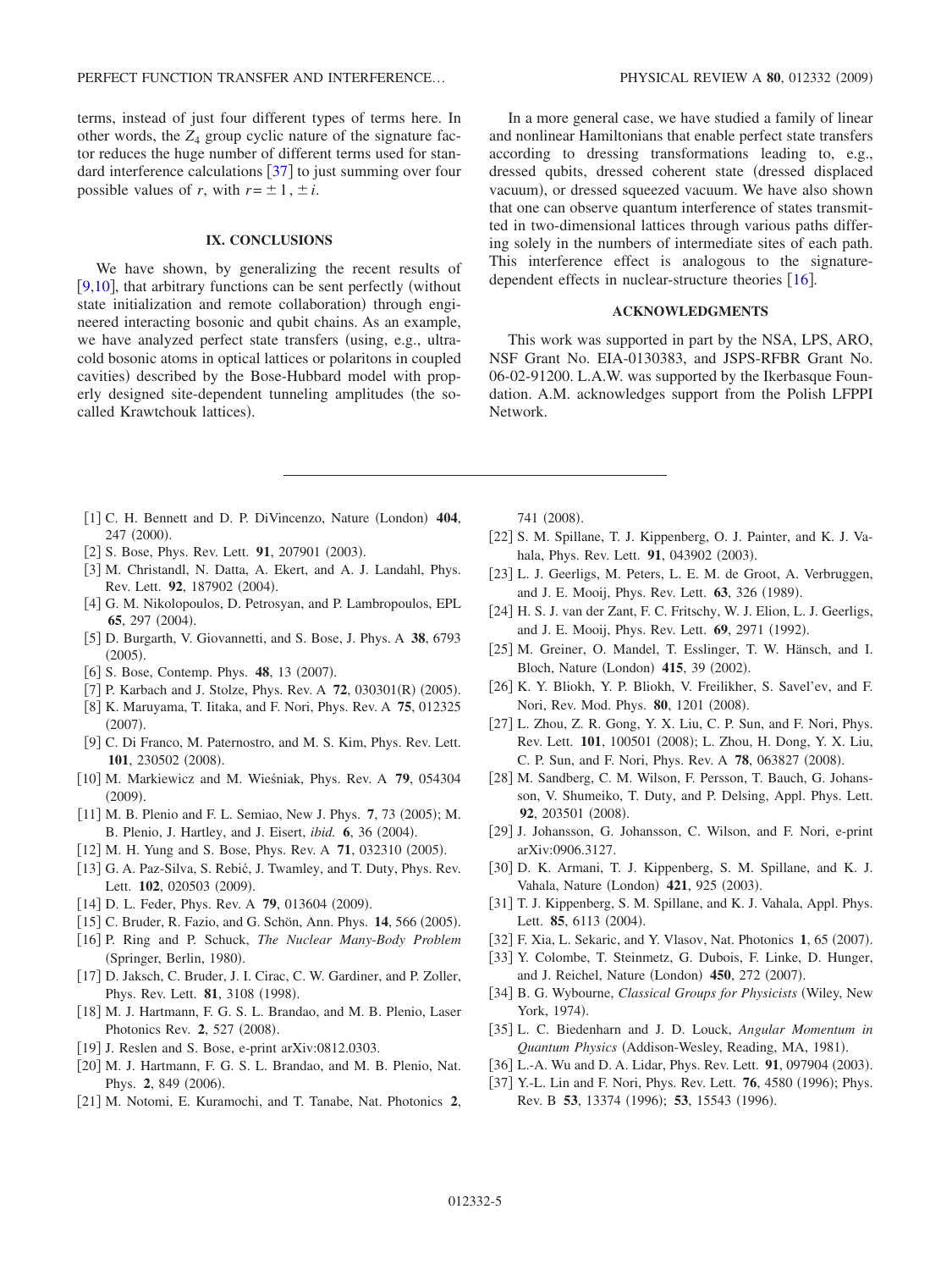terms, instead of just four different types of terms here. In other words, the $Z_4$ group cyclic nature of the signature factor reduces the huge number of different terms used for standard interference calculations [37] to just summing over four possible values of $r$, with $r = \pm 1, \pm i$.

## IX. CONCLUSIONS

We have shown, by generalizing the recent results of [9,10], that arbitrary functions can be sent perfectly (without state initialization and remote collaboration) through engineered interacting bosonic and qubit chains. As an example, we have analyzed perfect state transfers (using, e.g., ultracold bosonic atoms in optical lattices or polaritons in coupled cavities) described by the Bose-Hubbard model with properly designed site-dependent tunneling amplitudes (the so-called Krawtchouk lattices).

In a more general case, we have studied a family of linear and nonlinear Hamiltonians that enable perfect state transfers according to dressing transformations leading to, e.g., dressed qubits, dressed coherent state (dressed displaced vacuum), or dressed squeezed vacuum. We have also shown that one can observe quantum interference of states transmitted in two-dimensional lattices through various paths differing solely in the numbers of intermediate sites of each path. This interference effect is analogous to the signature-dependent effects in nuclear-structure theories [16].

## ACKNOWLEDGMENTS

This work was supported in part by the NSA, LPS, ARO, NSF Grant No. EIA-0130383, and JSPS-RFBR Grant No. 06-02-91200. L.A.W. was supported by the Ikerbasque Foundation. A.M. acknowledges support from the Polish LFPPI Network.

---

[1] C. H. Bennett and D. P. DiVincenzo, Nature (London) **404**, 247 (2000).
[2] S. Bose, Phys. Rev. Lett. **91**, 207901 (2003).
[3] M. Christandl, N. Datta, A. Ekert, and A. J. Landahl, Phys. Rev. Lett. **92**, 187902 (2004).
[4] G. M. Nikolopoulos, D. Petrosyan, and P. Lambropoulos, EPL **65**, 297 (2004).
[5] D. Burgarth, V. Giovannetti, and S. Bose, J. Phys. A **38**, 6793 (2005).
[6] S. Bose, Contemp. Phys. **48**, 13 (2007).
[7] P. Karbach and J. Stolze, Phys. Rev. A **72**, 030301(R) (2005).
[8] K. Maruyama, T. Iitaka, and F. Nori, Phys. Rev. A **75**, 012325 (2007).
[9] C. Di Franco, M. Paternostro, and M. S. Kim, Phys. Rev. Lett. **101**, 230502 (2008).
[10] M. Markiewicz and M. Wieśniak, Phys. Rev. A **79**, 054304 (2009).
[11] M. B. Plenio and F. L. Semiao, New J. Phys. **7**, 73 (2005); M. B. Plenio, J. Hartley, and J. Eisert, *ibid.* **6**, 36 (2004).
[12] M. H. Yung and S. Bose, Phys. Rev. A **71**, 032310 (2005).
[13] G. A. Paz-Silva, S. Rebić, J. Twamley, and T. Duty, Phys. Rev. Lett. **102**, 020503 (2009).
[14] D. L. Feder, Phys. Rev. A **79**, 013604 (2009).
[15] C. Bruder, R. Fazio, and G. Schön, Ann. Phys. **14**, 566 (2005).
[16] P. Ring and P. Schuck, *The Nuclear Many-Body Problem* (Springer, Berlin, 1980).
[17] D. Jaksch, C. Bruder, J. I. Cirac, C. W. Gardiner, and P. Zoller, Phys. Rev. Lett. **81**, 3108 (1998).
[18] M. J. Hartmann, F. G. S. L. Brandao, and M. B. Plenio, Laser Photonics Rev. **2**, 527 (2008).
[19] J. Reslen and S. Bose, e-print arXiv:0812.0303.
[20] M. J. Hartmann, F. G. S. L. Brandao, and M. B. Plenio, Nat. Phys. **2**, 849 (2006).
[21] M. Notomi, E. Kuramochi, and T. Tanabe, Nat. Photonics **2**, 741 (2008).
[22] S. M. Spillane, T. J. Kippenberg, O. J. Painter, and K. J. Vahala, Phys. Rev. Lett. **91**, 043902 (2003).
[23] L. J. Geerligs, M. Peters, L. E. M. de Groot, A. Verbruggen, and J. E. Mooij, Phys. Rev. Lett. **63**, 326 (1989).
[24] H. S. J. van der Zant, F. C. Fritschy, W. J. Elion, L. J. Geerligs, and J. E. Mooij, Phys. Rev. Lett. **69**, 2971 (1992).
[25] M. Greiner, O. Mandel, T. Esslinger, T. W. Hänsch, and I. Bloch, Nature (London) **415**, 39 (2002).
[26] K. Y. Bliokh, Y. P. Bliokh, V. Freilikher, S. Savel'ev, and F. Nori, Rev. Mod. Phys. **80**, 1201 (2008).
[27] L. Zhou, Z. R. Gong, Y. X. Liu, C. P. Sun, and F. Nori, Phys. Rev. Lett. **101**, 100501 (2008); L. Zhou, H. Dong, Y. X. Liu, C. P. Sun, and F. Nori, Phys. Rev. A **78**, 063827 (2008).
[28] M. Sandberg, C. M. Wilson, F. Persson, T. Bauch, G. Johansson, V. Shumeiko, T. Duty, and P. Delsing, Appl. Phys. Lett. **92**, 203501 (2008).
[29] J. Johansson, G. Johansson, C. Wilson, and F. Nori, e-print arXiv:0906.3127.
[30] D. K. Armani, T. J. Kippenberg, S. M. Spillane, and K. J. Vahala, Nature (London) **421**, 925 (2003).
[31] T. J. Kippenberg, S. M. Spillane, and K. J. Vahala, Appl. Phys. Lett. **85**, 6113 (2004).
[32] F. Xia, L. Sekaric, and Y. Vlasov, Nat. Photonics **1**, 65 (2007).
[33] Y. Colombe, T. Steinmetz, G. Dubois, F. Linke, D. Hunger, and J. Reichel, Nature (London) **450**, 272 (2007).
[34] B. G. Wybourne, *Classical Groups for Physicists* (Wiley, New York, 1974).
[35] L. C. Biedenharn and J. D. Louck, *Angular Momentum in Quantum Physics* (Addison-Wesley, Reading, MA, 1981).
[36] L.-A. Wu and D. A. Lidar, Phys. Rev. Lett. **91**, 097904 (2003).
[37] Y.-L. Lin and F. Nori, Phys. Rev. Lett. **76**, 4580 (1996); Phys. Rev. B **53**, 13374 (1996); **53**, 15543 (1996).